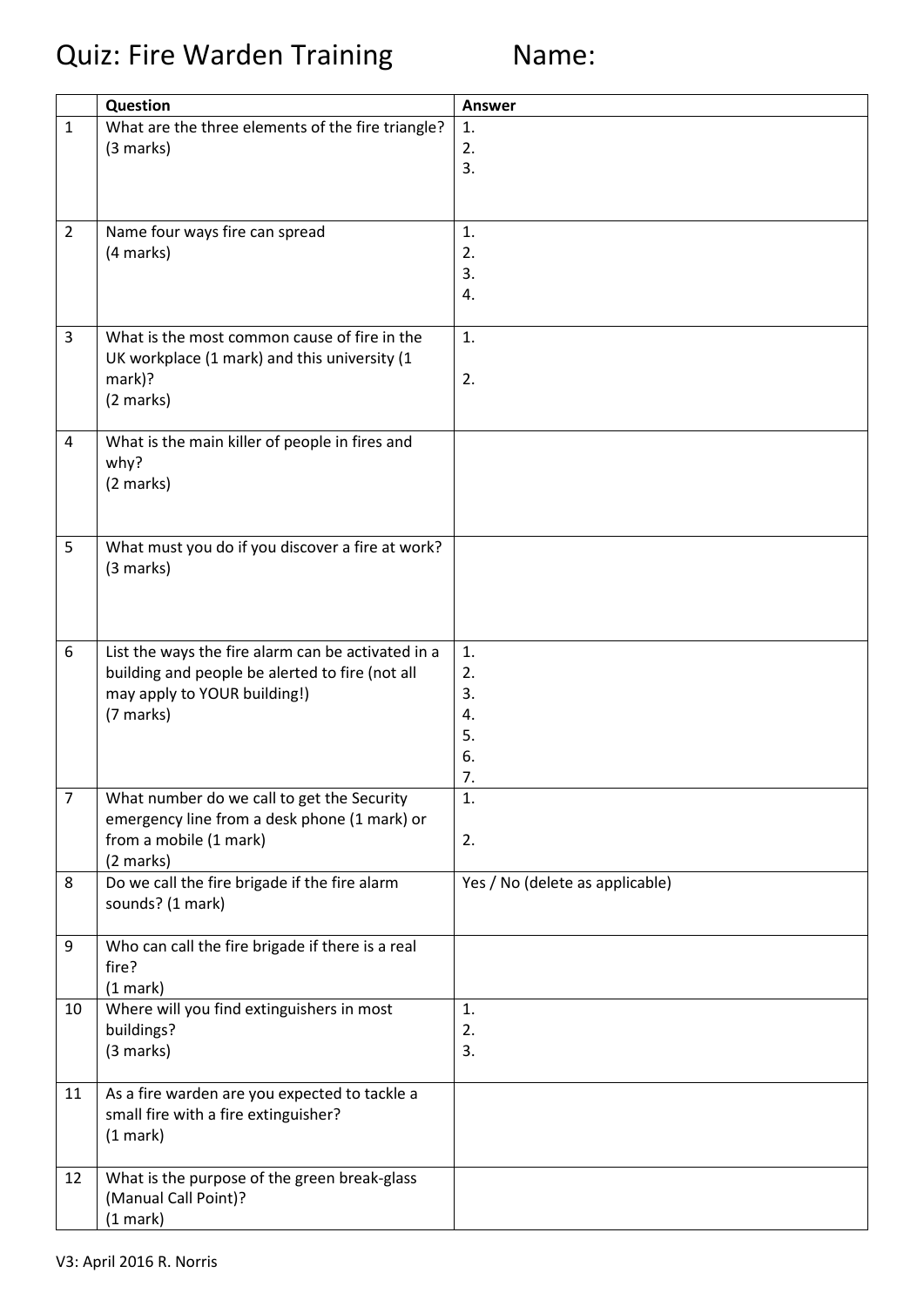# Quiz: Fire Warden Training Name:

| | Question | Answer |
|---|---|---|
| 1 | What are the three elements of the fire triangle?<br>(3 marks) | 1.<br>2.<br>3. |
| 2 | Name four ways fire can spread<br>(4 marks) | 1.<br>2.<br>3.<br>4. |
| 3 | What is the most common cause of fire in the UK workplace (1 mark) and this university (1 mark)?<br>(2 marks) | 1.<br><br>2. |
| 4 | What is the main killer of people in fires and why?<br>(2 marks) | |
| 5 | What must you do if you discover a fire at work?<br>(3 marks) | |
| 6 | List the ways the fire alarm can be activated in a building and people be alerted to fire (not all may apply to YOUR building!)<br>(7 marks) | 1.<br>2.<br>3.<br>4.<br>5.<br>6.<br>7. |
| 7 | What number do we call to get the Security emergency line from a desk phone (1 mark) or from a mobile (1 mark)<br>(2 marks) | 1.<br><br>2. |
| 8 | Do we call the fire brigade if the fire alarm sounds? (1 mark) | Yes / No (delete as applicable) |
| 9 | Who can call the fire brigade if there is a real fire?<br>(1 mark) | |
| 10 | Where will you find extinguishers in most buildings?<br>(3 marks) | 1.<br>2.<br>3. |
| 11 | As a fire warden are you expected to tackle a small fire with a fire extinguisher?<br>(1 mark) | |
| 12 | What is the purpose of the green break-glass (Manual Call Point)?<br>(1 mark) | |

V3: April 2016 R. Norris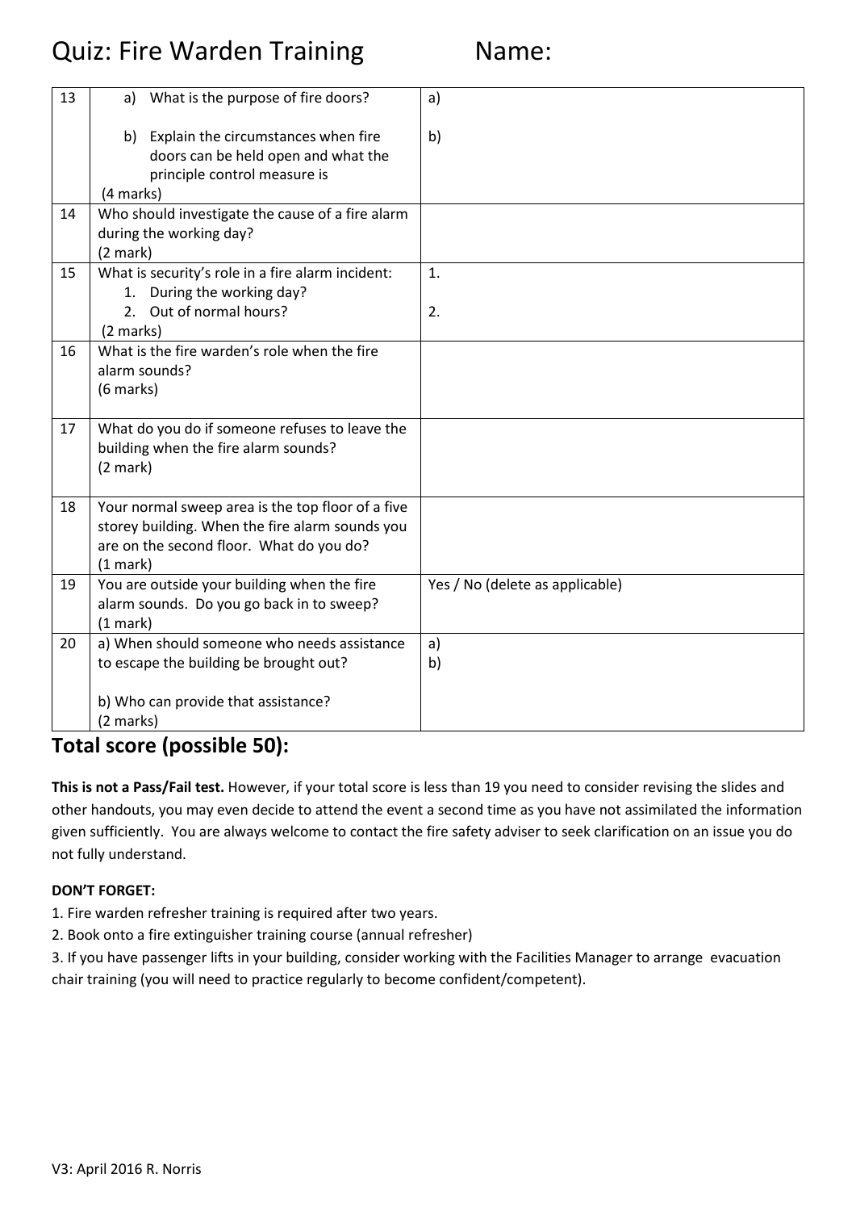# Quiz: Fire Warden Training Name:

| | | |
|---|---|---|
| 13 | a) What is the purpose of fire doors?<br><br>b) Explain the circumstances when fire doors can be held open and what the principle control measure is<br>(4 marks) | a)<br><br>b) |
| 14 | Who should investigate the cause of a fire alarm during the working day?<br>(2 mark) | |
| 15 | What is security's role in a fire alarm incident:<br>1. During the working day?<br>2. Out of normal hours?<br>(2 marks) | 1.<br><br>2. |
| 16 | What is the fire warden's role when the fire alarm sounds?<br>(6 marks) | |
| 17 | What do you do if someone refuses to leave the building when the fire alarm sounds?<br>(2 mark) | |
| 18 | Your normal sweep area is the top floor of a five storey building. When the fire alarm sounds you are on the second floor. What do you do?<br>(1 mark) | |
| 19 | You are outside your building when the fire alarm sounds. Do you go back in to sweep?<br>(1 mark) | Yes / No (delete as applicable) |
| 20 | a) When should someone who needs assistance to escape the building be brought out?<br><br>b) Who can provide that assistance?<br>(2 marks) | a)<br>b) |

## Total score (possible 50):

**This is not a Pass/Fail test.** However, if your total score is less than 19 you need to consider revising the slides and other handouts, you may even decide to attend the event a second time as you have not assimilated the information given sufficiently. You are always welcome to contact the fire safety adviser to seek clarification on an issue you do not fully understand.

**DON'T FORGET:**

1. Fire warden refresher training is required after two years.
2. Book onto a fire extinguisher training course (annual refresher)
3. If you have passenger lifts in your building, consider working with the Facilities Manager to arrange evacuation chair training (you will need to practice regularly to become confident/competent).

V3: April 2016 R. Norris